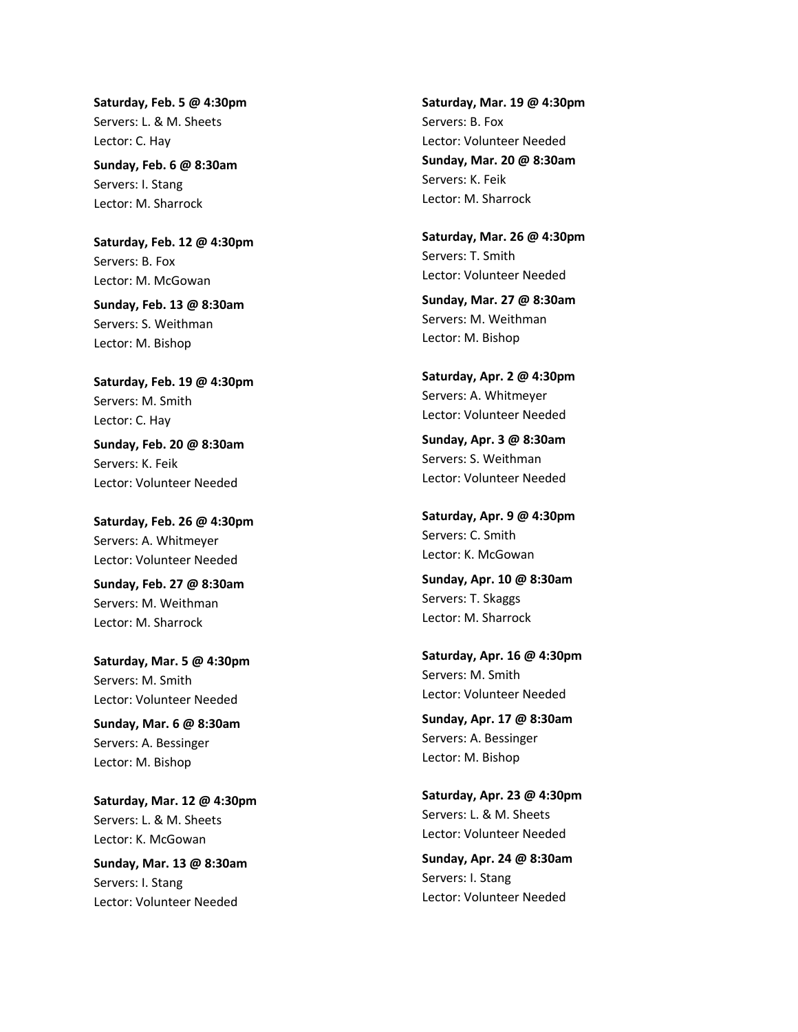**Saturday, Feb. 5 @ 4:30pm**
Servers: L. & M. Sheets
Lector: C. Hay

**Sunday, Feb. 6 @ 8:30am**
Servers: I. Stang
Lector: M. Sharrock

**Saturday, Feb. 12 @ 4:30pm**
Servers: B. Fox
Lector: M. McGowan

**Sunday, Feb. 13 @ 8:30am**
Servers: S. Weithman
Lector: M. Bishop

**Saturday, Feb. 19 @ 4:30pm**
Servers: M. Smith
Lector: C. Hay

**Sunday, Feb. 20 @ 8:30am**
Servers: K. Feik
Lector: Volunteer Needed

**Saturday, Feb. 26 @ 4:30pm**
Servers: A. Whitmeyer
Lector: Volunteer Needed

**Sunday, Feb. 27 @ 8:30am**
Servers: M. Weithman
Lector: M. Sharrock

**Saturday, Mar. 5 @ 4:30pm**
Servers: M. Smith
Lector: Volunteer Needed

**Sunday, Mar. 6 @ 8:30am**
Servers: A. Bessinger
Lector: M. Bishop

**Saturday, Mar. 12 @ 4:30pm**
Servers: L. & M. Sheets
Lector: K. McGowan

**Sunday, Mar. 13 @ 8:30am**
Servers: I. Stang
Lector: Volunteer Needed

**Saturday, Mar. 19 @ 4:30pm**
Servers: B. Fox
Lector: Volunteer Needed

**Sunday, Mar. 20 @ 8:30am**
Servers: K. Feik
Lector: M. Sharrock

**Saturday, Mar. 26 @ 4:30pm**
Servers: T. Smith
Lector: Volunteer Needed

**Sunday, Mar. 27 @ 8:30am**
Servers: M. Weithman
Lector: M. Bishop

**Saturday, Apr. 2 @ 4:30pm**
Servers: A. Whitmeyer
Lector: Volunteer Needed

**Sunday, Apr. 3 @ 8:30am**
Servers: S. Weithman
Lector: Volunteer Needed

**Saturday, Apr. 9 @ 4:30pm**
Servers: C. Smith
Lector: K. McGowan

**Sunday, Apr. 10 @ 8:30am**
Servers: T. Skaggs
Lector: M. Sharrock

**Saturday, Apr. 16 @ 4:30pm**
Servers: M. Smith
Lector: Volunteer Needed

**Sunday, Apr. 17 @ 8:30am**
Servers: A. Bessinger
Lector: M. Bishop

**Saturday, Apr. 23 @ 4:30pm**
Servers: L. & M. Sheets
Lector: Volunteer Needed

**Sunday, Apr. 24 @ 8:30am**
Servers: I. Stang
Lector: Volunteer Needed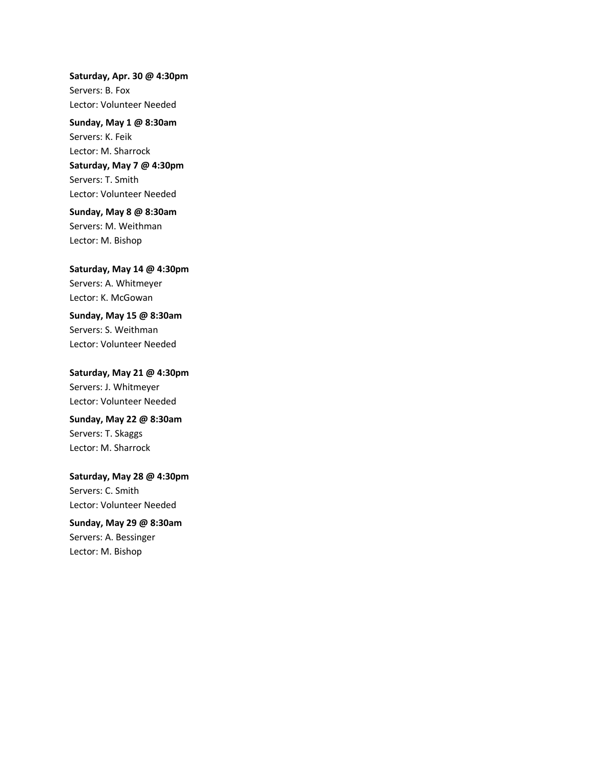**Saturday, Apr. 30 @ 4:30pm**
Servers: B. Fox
Lector: Volunteer Needed

**Sunday, May 1 @ 8:30am**
Servers: K. Feik
Lector: M. Sharrock

**Saturday, May 7 @ 4:30pm**
Servers: T. Smith
Lector: Volunteer Needed

**Sunday, May 8 @ 8:30am**
Servers: M. Weithman
Lector: M. Bishop

**Saturday, May 14 @ 4:30pm**
Servers: A. Whitmeyer
Lector: K. McGowan

**Sunday, May 15 @ 8:30am**
Servers: S. Weithman
Lector: Volunteer Needed

**Saturday, May 21 @ 4:30pm**
Servers: J. Whitmeyer
Lector: Volunteer Needed

**Sunday, May 22 @ 8:30am**
Servers: T. Skaggs
Lector: M. Sharrock

**Saturday, May 28 @ 4:30pm**
Servers: C. Smith
Lector: Volunteer Needed

**Sunday, May 29 @ 8:30am**
Servers: A. Bessinger
Lector: M. Bishop